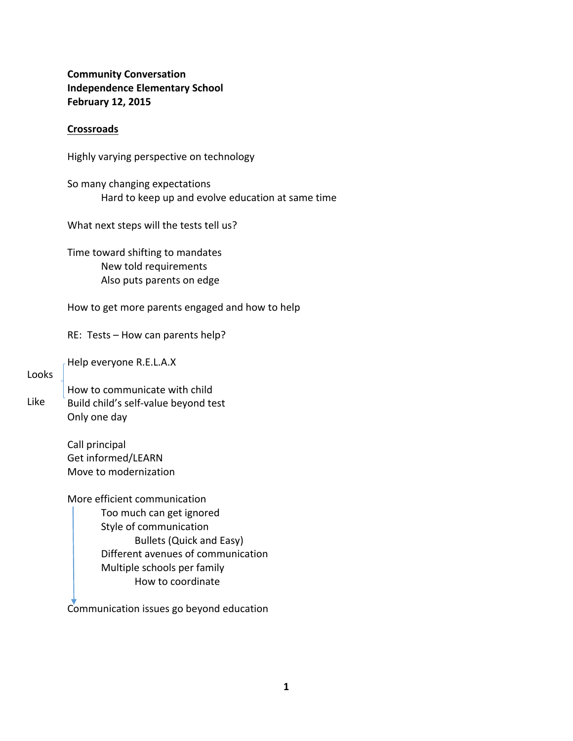**Community Conversation**
**Independence Elementary School**
**February 12, 2015**

**<u>Crossroads</u>**

Highly varying perspective on technology

So many changing expectations
- Hard to keep up and evolve education at same time

What next steps will the tests tell us?

Time toward shifting to mandates
- New told requirements
- Also puts parents on edge

How to get more parents engaged and how to help

RE: Tests – How can parents help?

Looks Like

Help everyone R.E.L.A.X

How to communicate with child
Build child's self-value beyond test
Only one day

Call principal
Get informed/LEARN
Move to modernization

More efficient communication
- Too much can get ignored
- Style of communication
  - Bullets (Quick and Easy)
- Different avenues of communication
- Multiple schools per family
  - How to coordinate

Communication issues go beyond education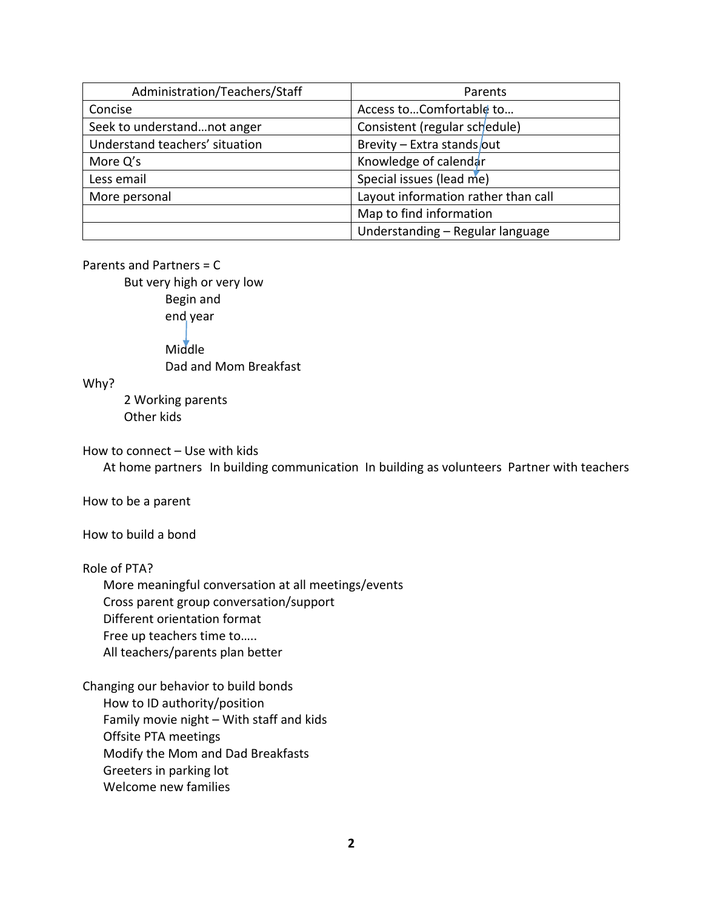| Administration/Teachers/Staff | Parents |
|---|---|
| Concise | Access to…Comfortable to… |
| Seek to understand…not anger | Consistent (regular schedule) |
| Understand teachers' situation | Brevity – Extra stands out |
| More Q's | Knowledge of calendar |
| Less email | Special issues (lead me) |
| More personal | Layout information rather than call |
| | Map to find information |
| | Understanding – Regular language |

Parents and Partners = C

- But very high or very low
  - Begin and end year
  - Middle
  - Dad and Mom Breakfast

Why?

- 2 Working parents
- Other kids

How to connect – Use with kids

- At home partners In building communication In building as volunteers Partner with teachers

How to be a parent

How to build a bond

Role of PTA?

- More meaningful conversation at all meetings/events
- Cross parent group conversation/support
- Different orientation format
- Free up teachers time to…..
- All teachers/parents plan better

Changing our behavior to build bonds

- How to ID authority/position
- Family movie night – With staff and kids
- Offsite PTA meetings
- Modify the Mom and Dad Breakfasts
- Greeters in parking lot
- Welcome new families